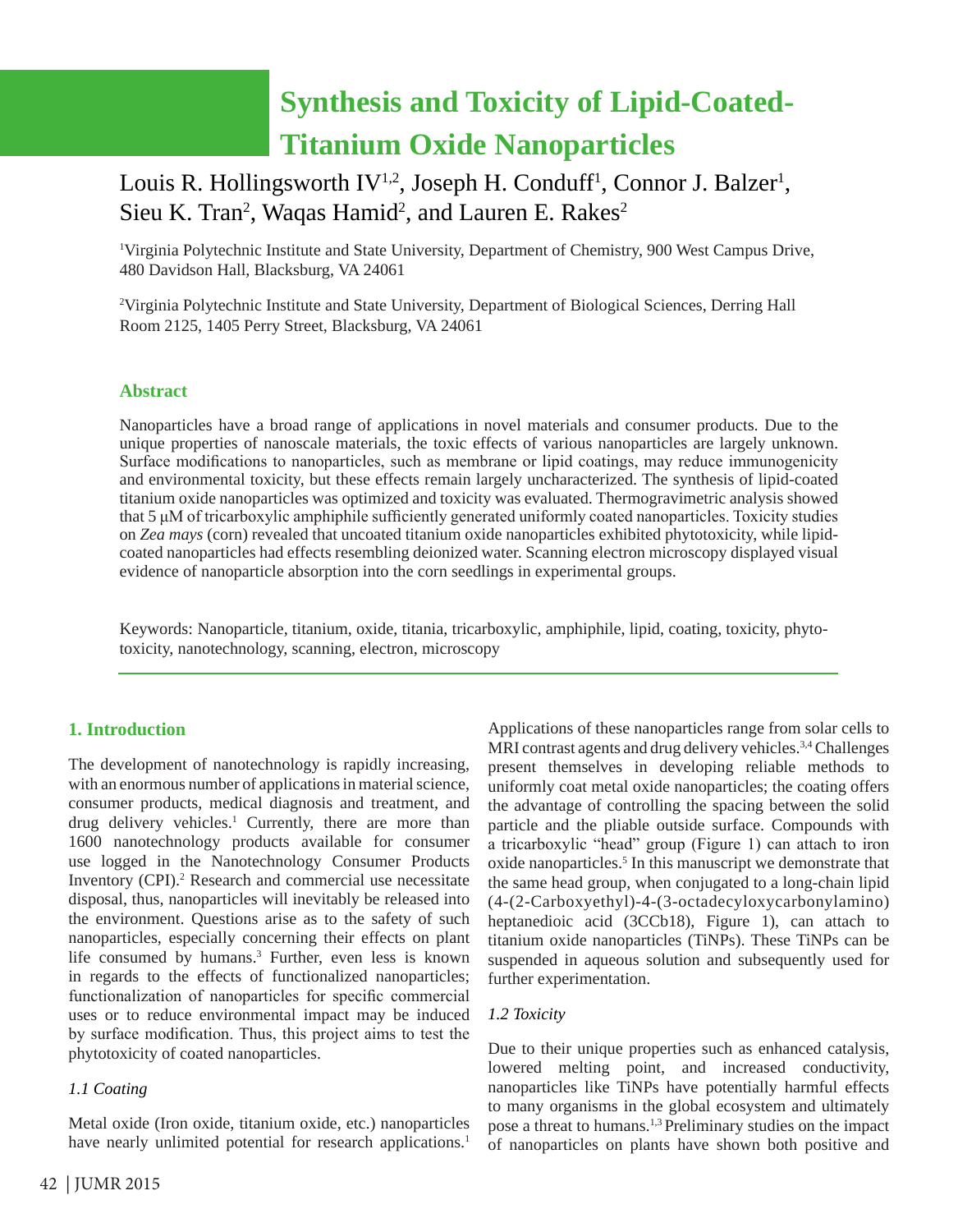# Synthesis and Toxicity of Lipid-Coated-Titanium Oxide Nanoparticles

Louis R. Hollingsworth IV[1,2], Joseph H. Conduff[1], Connor J. Balzer[1], Sieu K. Tran[2], Waqas Hamid[2], and Lauren E. Rakes[2]

[1]Virginia Polytechnic Institute and State University, Department of Chemistry, 900 West Campus Drive, 480 Davidson Hall, Blacksburg, VA 24061

[2]Virginia Polytechnic Institute and State University, Department of Biological Sciences, Derring Hall Room 2125, 1405 Perry Street, Blacksburg, VA 24061

## Abstract

Nanoparticles have a broad range of applications in novel materials and consumer products. Due to the unique properties of nanoscale materials, the toxic effects of various nanoparticles are largely unknown. Surface modifications to nanoparticles, such as membrane or lipid coatings, may reduce immunogenicity and environmental toxicity, but these effects remain largely uncharacterized. The synthesis of lipid-coated titanium oxide nanoparticles was optimized and toxicity was evaluated. Thermogravimetric analysis showed that 5 μM of tricarboxylic amphiphile sufficiently generated uniformly coated nanoparticles. Toxicity studies on *Zea mays* (corn) revealed that uncoated titanium oxide nanoparticles exhibited phytotoxicity, while lipid-coated nanoparticles had effects resembling deionized water. Scanning electron microscopy displayed visual evidence of nanoparticle absorption into the corn seedlings in experimental groups.

Keywords: Nanoparticle, titanium, oxide, titania, tricarboxylic, amphiphile, lipid, coating, toxicity, phytotoxicity, nanotechnology, scanning, electron, microscopy

## 1. Introduction

The development of nanotechnology is rapidly increasing, with an enormous number of applications in material science, consumer products, medical diagnosis and treatment, and drug delivery vehicles.[1] Currently, there are more than 1600 nanotechnology products available for consumer use logged in the Nanotechnology Consumer Products Inventory (CPI).[2] Research and commercial use necessitate disposal, thus, nanoparticles will inevitably be released into the environment. Questions arise as to the safety of such nanoparticles, especially concerning their effects on plant life consumed by humans.[3] Further, even less is known in regards to the effects of functionalized nanoparticles; functionalization of nanoparticles for specific commercial uses or to reduce environmental impact may be induced by surface modification. Thus, this project aims to test the phytotoxicity of coated nanoparticles.

### *1.1 Coating*

Metal oxide (Iron oxide, titanium oxide, etc.) nanoparticles have nearly unlimited potential for research applications.[1] Applications of these nanoparticles range from solar cells to MRI contrast agents and drug delivery vehicles.[3,4] Challenges present themselves in developing reliable methods to uniformly coat metal oxide nanoparticles; the coating offers the advantage of controlling the spacing between the solid particle and the pliable outside surface. Compounds with a tricarboxylic "head" group (Figure 1) can attach to iron oxide nanoparticles.[5] In this manuscript we demonstrate that the same head group, when conjugated to a long-chain lipid (4-(2-Carboxyethyl)-4-(3-octadecyloxycarbonylamino) heptanedioic acid (3CCb18), Figure 1), can attach to titanium oxide nanoparticles (TiNPs). These TiNPs can be suspended in aqueous solution and subsequently used for further experimentation.

### *1.2 Toxicity*

Due to their unique properties such as enhanced catalysis, lowered melting point, and increased conductivity, nanoparticles like TiNPs have potentially harmful effects to many organisms in the global ecosystem and ultimately pose a threat to humans.[1,3] Preliminary studies on the impact of nanoparticles on plants have shown both positive and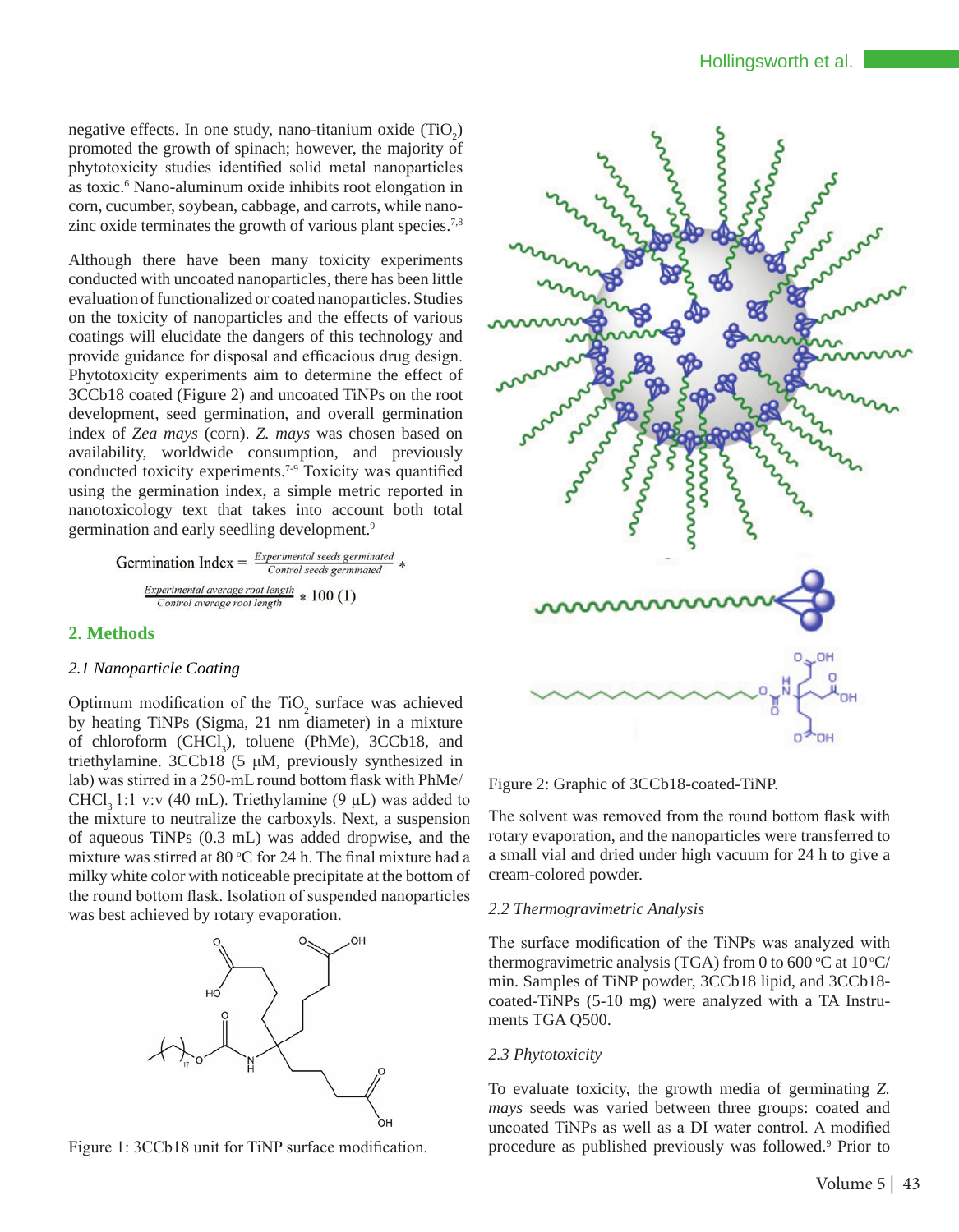negative effects. In one study, nano-titanium oxide ($TiO_2$) promoted the growth of spinach; however, the majority of phytotoxicity studies identified solid metal nanoparticles as toxic.[6] Nano-aluminum oxide inhibits root elongation in corn, cucumber, soybean, cabbage, and carrots, while nano-zinc oxide terminates the growth of various plant species.[7,8]

Although there have been many toxicity experiments conducted with uncoated nanoparticles, there has been little evaluation of functionalized or coated nanoparticles. Studies on the toxicity of nanoparticles and the effects of various coatings will elucidate the dangers of this technology and provide guidance for disposal and efficacious drug design. Phytotoxicity experiments aim to determine the effect of 3CCb18 coated (Figure 2) and uncoated TiNPs on the root development, seed germination, and overall germination index of *Zea mays* (corn). *Z. mays* was chosen based on availability, worldwide consumption, and previously conducted toxicity experiments.[7-9] Toxicity was quantified using the germination index, a simple metric reported in nanotoxicology text that takes into account both total germination and early seedling development.[9]

$$\text{Germination Index} = \frac{\text{Experimental seeds germinated}}{\text{Control seeds germinated}} * \frac{\text{Experimental average root length}}{\text{Control average root length}} * 100 \quad (1)$$

## 2. Methods

### *2.1 Nanoparticle Coating*

Optimum modification of the $TiO_2$ surface was achieved by heating TiNPs (Sigma, 21 nm diameter) in a mixture of chloroform ($CHCl_3$), toluene (PhMe), 3CCb18, and triethylamine. 3CCb18 (5 μM, previously synthesized in lab) was stirred in a 250-mL round bottom flask with PhMe/$CHCl_3$ 1:1 v:v (40 mL). Triethylamine (9 μL) was added to the mixture to neutralize the carboxyls. Next, a suspension of aqueous TiNPs (0.3 mL) was added dropwise, and the mixture was stirred at 80 °C for 24 h. The final mixture had a milky white color with noticeable precipitate at the bottom of the round bottom flask. Isolation of suspended nanoparticles was best achieved by rotary evaporation.

Figure 1: 3CCb18 unit for TiNP surface modification.

Figure 2: Graphic of 3CCb18-coated-TiNP.

The solvent was removed from the round bottom flask with rotary evaporation, and the nanoparticles were transferred to a small vial and dried under high vacuum for 24 h to give a cream-colored powder.

### *2.2 Thermogravimetric Analysis*

The surface modification of the TiNPs was analyzed with thermogravimetric analysis (TGA) from 0 to 600 °C at 10 °C/min. Samples of TiNP powder, 3CCb18 lipid, and 3CCb18-coated-TiNPs (5-10 mg) were analyzed with a TA Instruments TGA Q500.

### *2.3 Phytotoxicity*

To evaluate toxicity, the growth media of germinating *Z. mays* seeds was varied between three groups: coated and uncoated TiNPs as well as a DI water control. A modified procedure as published previously was followed.[9] Prior to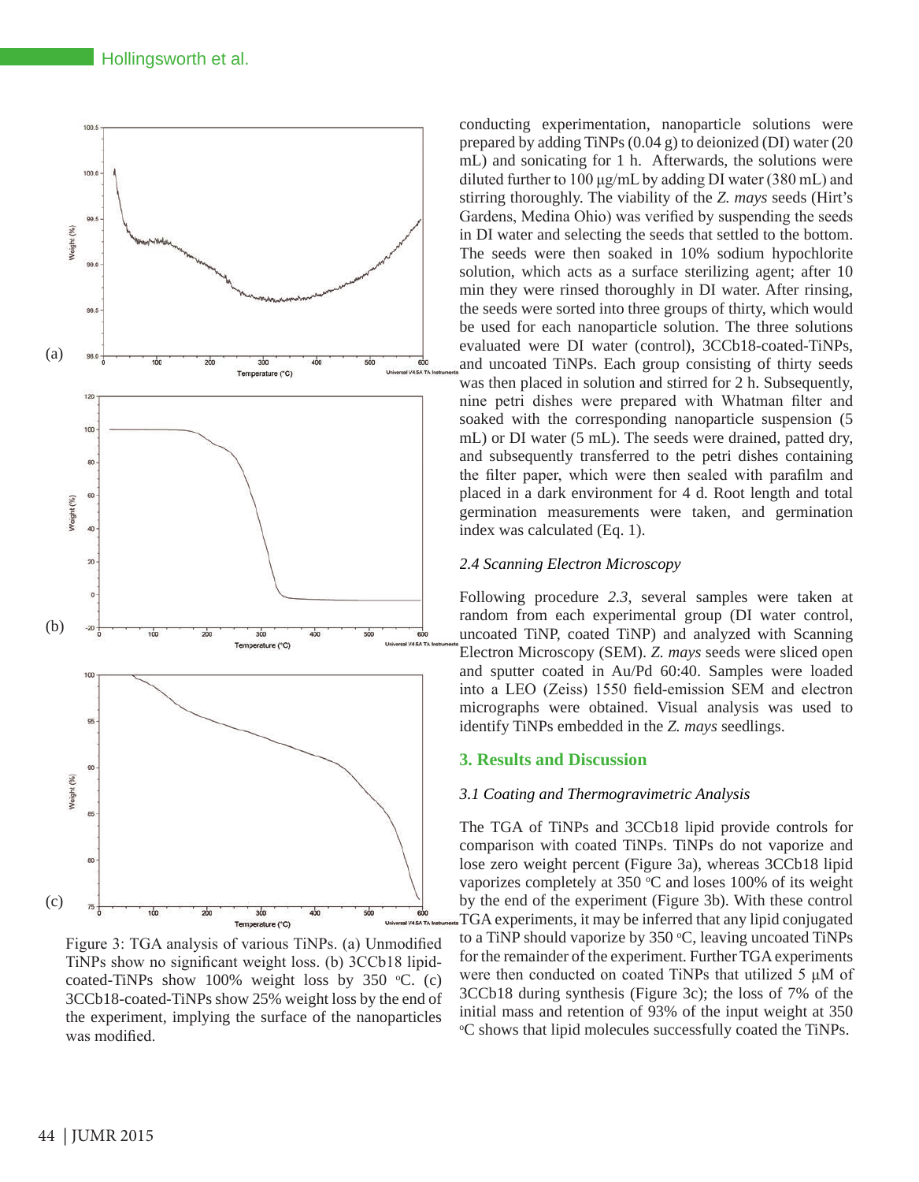Figure 3: TGA analysis of various TiNPs. (a) Unmodified TiNPs show no significant weight loss. (b) 3CCb18 lipid-coated-TiNPs show 100% weight loss by 350 °C. (c) 3CCb18-coated-TiNPs show 25% weight loss by the end of the experiment, implying the surface of the nanoparticles was modified.

conducting experimentation, nanoparticle solutions were prepared by adding TiNPs (0.04 g) to deionized (DI) water (20 mL) and sonicating for 1 h. Afterwards, the solutions were diluted further to 100 μg/mL by adding DI water (380 mL) and stirring thoroughly. The viability of the *Z. mays* seeds (Hirt's Gardens, Medina Ohio) was verified by suspending the seeds in DI water and selecting the seeds that settled to the bottom. The seeds were then soaked in 10% sodium hypochlorite solution, which acts as a surface sterilizing agent; after 10 min they were rinsed thoroughly in DI water. After rinsing, the seeds were sorted into three groups of thirty, which would be used for each nanoparticle solution. The three solutions evaluated were DI water (control), 3CCb18-coated-TiNPs, and uncoated TiNPs. Each group consisting of thirty seeds was then placed in solution and stirred for 2 h. Subsequently, nine petri dishes were prepared with Whatman filter and soaked with the corresponding nanoparticle suspension (5 mL) or DI water (5 mL). The seeds were drained, patted dry, and subsequently transferred to the petri dishes containing the filter paper, which were then sealed with parafilm and placed in a dark environment for 4 d. Root length and total germination measurements were taken, and germination index was calculated (Eq. 1).

### *2.4 Scanning Electron Microscopy*

Following procedure *2.3*, several samples were taken at random from each experimental group (DI water control, uncoated TiNP, coated TiNP) and analyzed with Scanning Electron Microscopy (SEM). *Z. mays* seeds were sliced open and sputter coated in Au/Pd 60:40. Samples were loaded into a LEO (Zeiss) 1550 field-emission SEM and electron micrographs were obtained. Visual analysis was used to identify TiNPs embedded in the *Z. mays* seedlings.

## 3. Results and Discussion

### *3.1 Coating and Thermogravimetric Analysis*

The TGA of TiNPs and 3CCb18 lipid provide controls for comparison with coated TiNPs. TiNPs do not vaporize and lose zero weight percent (Figure 3a), whereas 3CCb18 lipid vaporizes completely at 350 °C and loses 100% of its weight by the end of the experiment (Figure 3b). With these control TGA experiments, it may be inferred that any lipid conjugated to a TiNP should vaporize by 350 °C, leaving uncoated TiNPs for the remainder of the experiment. Further TGA experiments were then conducted on coated TiNPs that utilized 5 μM of 3CCb18 during synthesis (Figure 3c); the loss of 7% of the initial mass and retention of 93% of the input weight at 350 °C shows that lipid molecules successfully coated the TiNPs.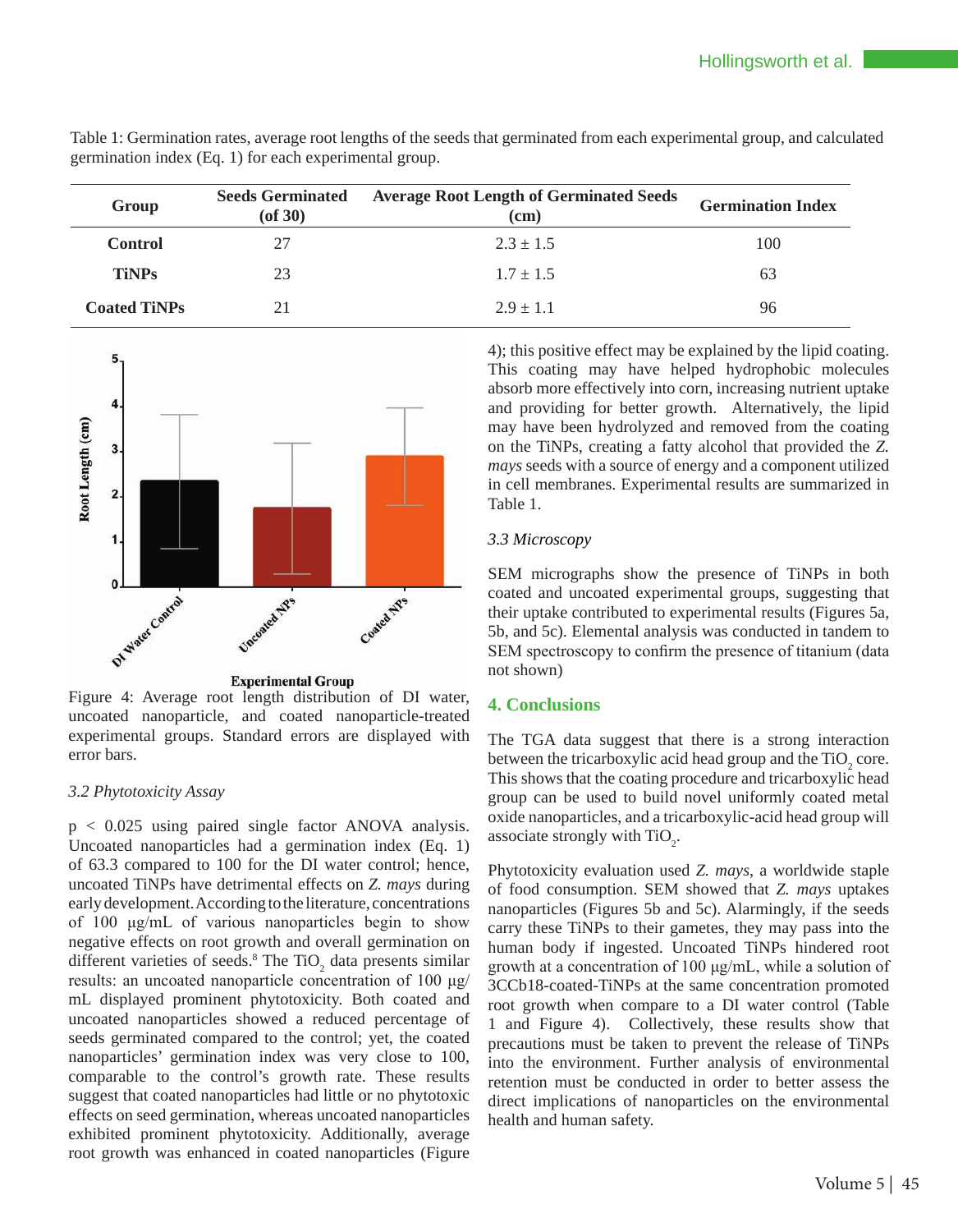Table 1: Germination rates, average root lengths of the seeds that germinated from each experimental group, and calculated germination index (Eq. 1) for each experimental group.

| Group | Seeds Germinated (of 30) | Average Root Length of Germinated Seeds (cm) | Germination Index |
|---|---|---|---|
| **Control** | 27 | 2.3 ± 1.5 | 100 |
| **TiNPs** | 23 | 1.7 ± 1.5 | 63 |
| **Coated TiNPs** | 21 | 2.9 ± 1.1 | 96 |

Figure 4: Average root length distribution of DI water, uncoated nanoparticle, and coated nanoparticle-treated experimental groups. Standard errors are displayed with error bars.

### *3.2 Phytotoxicity Assay*

$p < 0.025$ using paired single factor ANOVA analysis. Uncoated nanoparticles had a germination index (Eq. 1) of 63.3 compared to 100 for the DI water control; hence, uncoated TiNPs have detrimental effects on *Z. mays* during early development. According to the literature, concentrations of 100 µg/mL of various nanoparticles begin to show negative effects on root growth and overall germination on different varieties of seeds.[8] The $TiO_2$ data presents similar results: an uncoated nanoparticle concentration of 100 µg/mL displayed prominent phytotoxicity. Both coated and uncoated nanoparticles showed a reduced percentage of seeds germinated compared to the control; yet, the coated nanoparticles' germination index was very close to 100, comparable to the control's growth rate. These results suggest that coated nanoparticles had little or no phytotoxic effects on seed germination, whereas uncoated nanoparticles exhibited prominent phytotoxicity. Additionally, average root growth was enhanced in coated nanoparticles (Figure 4); this positive effect may be explained by the lipid coating. This coating may have helped hydrophobic molecules absorb more effectively into corn, increasing nutrient uptake and providing for better growth. Alternatively, the lipid may have been hydrolyzed and removed from the coating on the TiNPs, creating a fatty alcohol that provided the *Z. mays* seeds with a source of energy and a component utilized in cell membranes. Experimental results are summarized in Table 1.

### *3.3 Microscopy*

SEM micrographs show the presence of TiNPs in both coated and uncoated experimental groups, suggesting that their uptake contributed to experimental results (Figures 5a, 5b, and 5c). Elemental analysis was conducted in tandem to SEM spectroscopy to confirm the presence of titanium (data not shown)

## 4. Conclusions

The TGA data suggest that there is a strong interaction between the tricarboxylic acid head group and the $TiO_2$ core. This shows that the coating procedure and tricarboxylic head group can be used to build novel uniformly coated metal oxide nanoparticles, and a tricarboxylic-acid head group will associate strongly with $TiO_2$.

Phytotoxicity evaluation used *Z. mays*, a worldwide staple of food consumption. SEM showed that *Z. mays* uptakes nanoparticles (Figures 5b and 5c). Alarmingly, if the seeds carry these TiNPs to their gametes, they may pass into the human body if ingested. Uncoated TiNPs hindered root growth at a concentration of 100 µg/mL, while a solution of 3CCb18-coated-TiNPs at the same concentration promoted root growth when compare to a DI water control (Table 1 and Figure 4). Collectively, these results show that precautions must be taken to prevent the release of TiNPs into the environment. Further analysis of environmental retention must be conducted in order to better assess the direct implications of nanoparticles on the environmental health and human safety.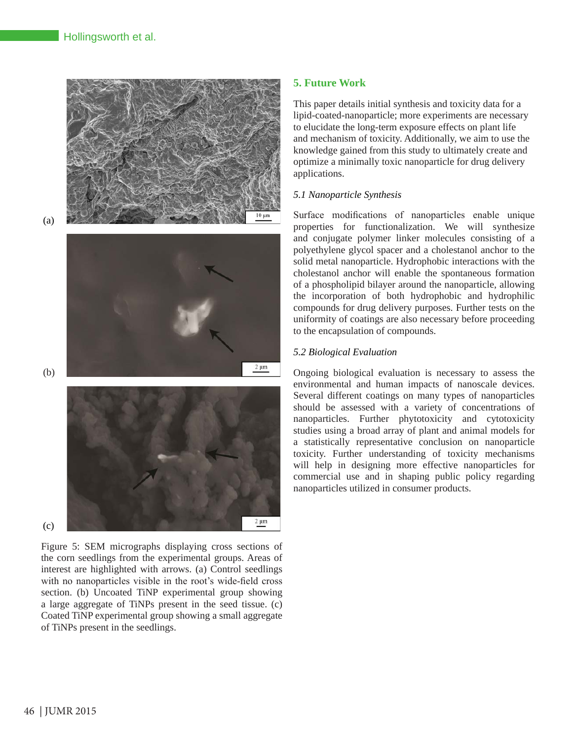(a)

(b)

(c)

Figure 5: SEM micrographs displaying cross sections of the corn seedlings from the experimental groups. Areas of interest are highlighted with arrows. (a) Control seedlings with no nanoparticles visible in the root's wide-field cross section. (b) Uncoated TiNP experimental group showing a large aggregate of TiNPs present in the seed tissue. (c) Coated TiNP experimental group showing a small aggregate of TiNPs present in the seedlings.

## 5. Future Work

This paper details initial synthesis and toxicity data for a lipid-coated-nanoparticle; more experiments are necessary to elucidate the long-term exposure effects on plant life and mechanism of toxicity. Additionally, we aim to use the knowledge gained from this study to ultimately create and optimize a minimally toxic nanoparticle for drug delivery applications.

### *5.1 Nanoparticle Synthesis*

Surface modifications of nanoparticles enable unique properties for functionalization. We will synthesize and conjugate polymer linker molecules consisting of a polyethylene glycol spacer and a cholestanol anchor to the solid metal nanoparticle. Hydrophobic interactions with the cholestanol anchor will enable the spontaneous formation of a phospholipid bilayer around the nanoparticle, allowing the incorporation of both hydrophobic and hydrophilic compounds for drug delivery purposes. Further tests on the uniformity of coatings are also necessary before proceeding to the encapsulation of compounds.

### *5.2 Biological Evaluation*

Ongoing biological evaluation is necessary to assess the environmental and human impacts of nanoscale devices. Several different coatings on many types of nanoparticles should be assessed with a variety of concentrations of nanoparticles. Further phytotoxicity and cytotoxicity studies using a broad array of plant and animal models for a statistically representative conclusion on nanoparticle toxicity. Further understanding of toxicity mechanisms will help in designing more effective nanoparticles for commercial use and in shaping public policy regarding nanoparticles utilized in consumer products.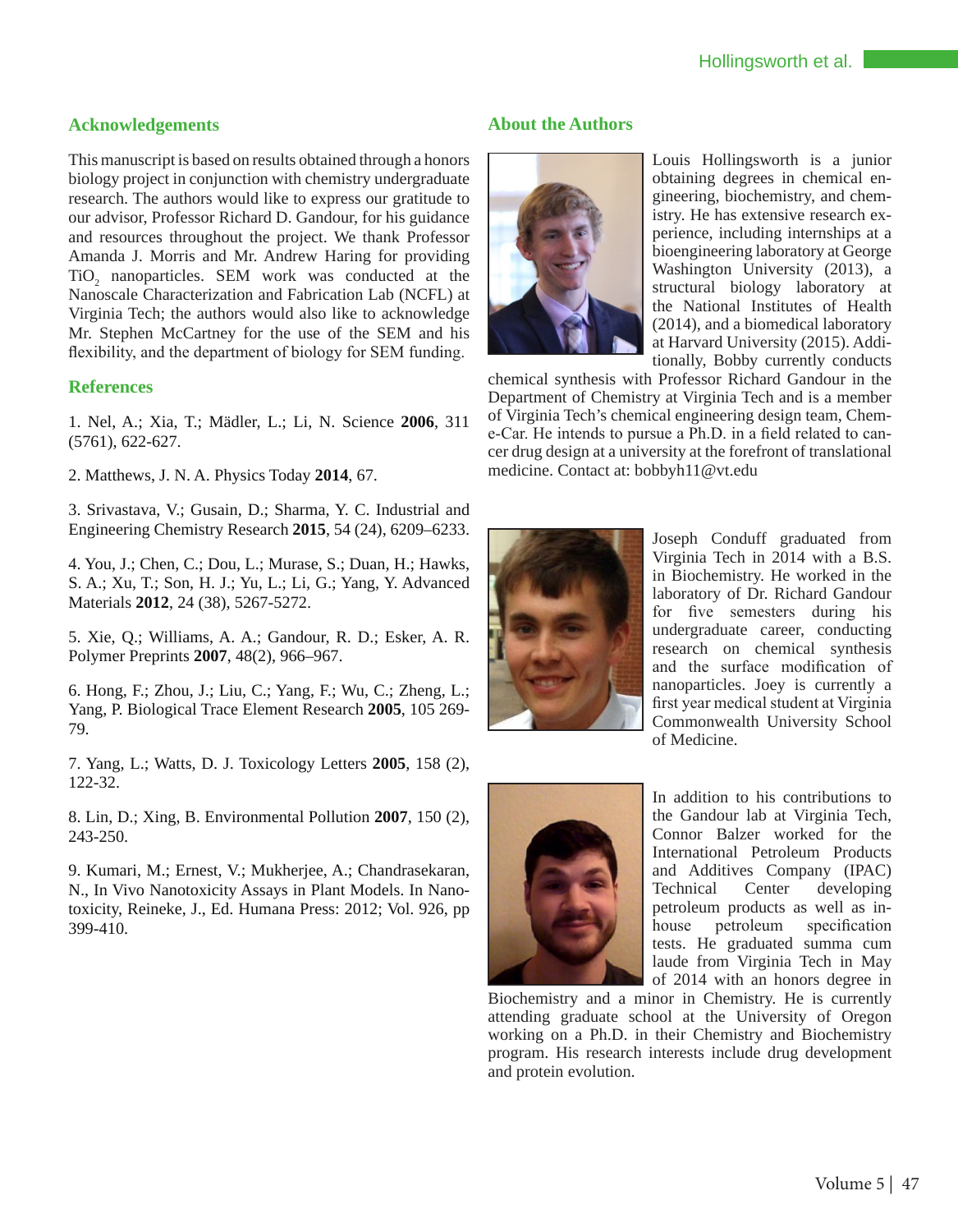## Acknowledgements

This manuscript is based on results obtained through a honors biology project in conjunction with chemistry undergraduate research. The authors would like to express our gratitude to our advisor, Professor Richard D. Gandour, for his guidance and resources throughout the project. We thank Professor Amanda J. Morris and Mr. Andrew Haring for providing $TiO_2$ nanoparticles. SEM work was conducted at the Nanoscale Characterization and Fabrication Lab (NCFL) at Virginia Tech; the authors would also like to acknowledge Mr. Stephen McCartney for the use of the SEM and his flexibility, and the department of biology for SEM funding.

## References

1. Nel, A.; Xia, T.; Mädler, L.; Li, N. Science **2006**, 311 (5761), 622-627.

2. Matthews, J. N. A. Physics Today **2014**, 67.

3. Srivastava, V.; Gusain, D.; Sharma, Y. C. Industrial and Engineering Chemistry Research **2015**, 54 (24), 6209–6233.

4. You, J.; Chen, C.; Dou, L.; Murase, S.; Duan, H.; Hawks, S. A.; Xu, T.; Son, H. J.; Yu, L.; Li, G.; Yang, Y. Advanced Materials **2012**, 24 (38), 5267-5272.

5. Xie, Q.; Williams, A. A.; Gandour, R. D.; Esker, A. R. Polymer Preprints **2007**, 48(2), 966–967.

6. Hong, F.; Zhou, J.; Liu, C.; Yang, F.; Wu, C.; Zheng, L.; Yang, P. Biological Trace Element Research **2005**, 105 269-79.

7. Yang, L.; Watts, D. J. Toxicology Letters **2005**, 158 (2), 122-32.

8. Lin, D.; Xing, B. Environmental Pollution **2007**, 150 (2), 243-250.

9. Kumari, M.; Ernest, V.; Mukherjee, A.; Chandrasekaran, N., In Vivo Nanotoxicity Assays in Plant Models. In Nanotoxicity, Reineke, J., Ed. Humana Press: 2012; Vol. 926, pp 399-410.

## About the Authors

Louis Hollingsworth is a junior obtaining degrees in chemical engineering, biochemistry, and chemistry. He has extensive research experience, including internships at a bioengineering laboratory at George Washington University (2013), a structural biology laboratory at the National Institutes of Health (2014), and a biomedical laboratory at Harvard University (2015). Additionally, Bobby currently conducts chemical synthesis with Professor Richard Gandour in the Department of Chemistry at Virginia Tech and is a member of Virginia Tech's chemical engineering design team, Chem-e-Car. He intends to pursue a Ph.D. in a field related to cancer drug design at a university at the forefront of translational medicine. Contact at: bobbyh11@vt.edu

Joseph Conduff graduated from Virginia Tech in 2014 with a B.S. in Biochemistry. He worked in the laboratory of Dr. Richard Gandour for five semesters during his undergraduate career, conducting research on chemical synthesis and the surface modification of nanoparticles. Joey is currently a first year medical student at Virginia Commonwealth University School of Medicine.

In addition to his contributions to the Gandour lab at Virginia Tech, Connor Balzer worked for the International Petroleum Products and Additives Company (IPAC) Technical Center developing petroleum products as well as in-house petroleum specification tests. He graduated summa cum laude from Virginia Tech in May of 2014 with an honors degree in Biochemistry and a minor in Chemistry. He is currently attending graduate school at the University of Oregon working on a Ph.D. in their Chemistry and Biochemistry program. His research interests include drug development and protein evolution.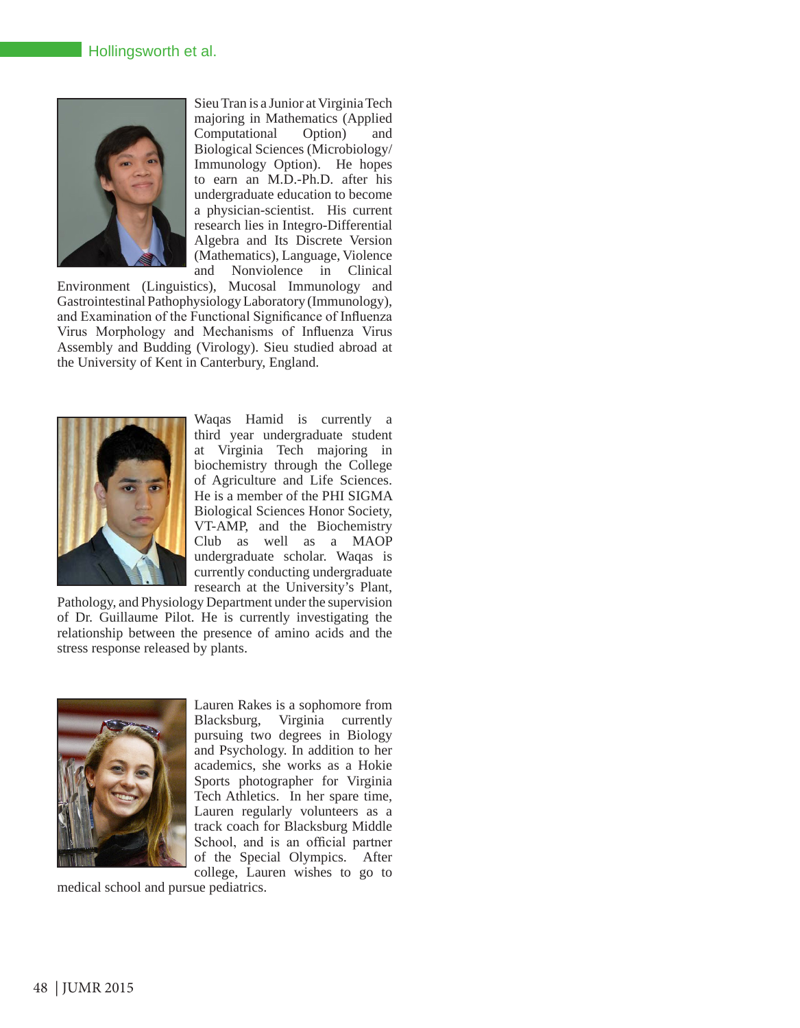Sieu Tran is a Junior at Virginia Tech majoring in Mathematics (Applied Computational Option) and Biological Sciences (Microbiology/ Immunology Option). He hopes to earn an M.D.-Ph.D. after his undergraduate education to become a physician-scientist. His current research lies in Integro-Differential Algebra and Its Discrete Version (Mathematics), Language, Violence and Nonviolence in Clinical Environment (Linguistics), Mucosal Immunology and Gastrointestinal Pathophysiology Laboratory (Immunology), and Examination of the Functional Significance of Influenza Virus Morphology and Mechanisms of Influenza Virus Assembly and Budding (Virology). Sieu studied abroad at the University of Kent in Canterbury, England.

Waqas Hamid is currently a third year undergraduate student at Virginia Tech majoring in biochemistry through the College of Agriculture and Life Sciences. He is a member of the PHI SIGMA Biological Sciences Honor Society, VT-AMP, and the Biochemistry Club as well as a MAOP undergraduate scholar. Waqas is currently conducting undergraduate research at the University's Plant, Pathology, and Physiology Department under the supervision of Dr. Guillaume Pilot. He is currently investigating the relationship between the presence of amino acids and the stress response released by plants.

Lauren Rakes is a sophomore from Blacksburg, Virginia currently pursuing two degrees in Biology and Psychology. In addition to her academics, she works as a Hokie Sports photographer for Virginia Tech Athletics. In her spare time, Lauren regularly volunteers as a track coach for Blacksburg Middle School, and is an official partner of the Special Olympics. After college, Lauren wishes to go to medical school and pursue pediatrics.